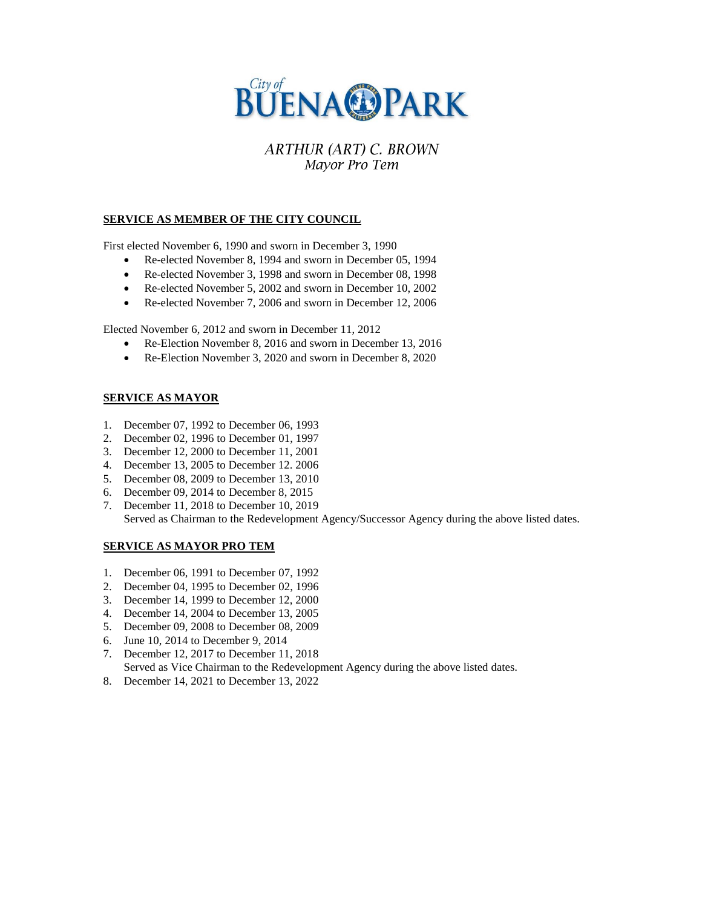City of BUENA PARK

# ARTHUR (ART) C. BROWN

*Mayor Pro Tem*

## SERVICE AS MEMBER OF THE CITY COUNCIL

First elected November 6, 1990 and sworn in December 3, 1990

- Re-elected November 8, 1994 and sworn in December 05, 1994
- Re-elected November 3, 1998 and sworn in December 08, 1998
- Re-elected November 5, 2002 and sworn in December 10, 2002
- Re-elected November 7, 2006 and sworn in December 12, 2006

Elected November 6, 2012 and sworn in December 11, 2012

- Re-Election November 8, 2016 and sworn in December 13, 2016
- Re-Election November 3, 2020 and sworn in December 8, 2020

## SERVICE AS MAYOR

1. December 07, 1992 to December 06, 1993
2. December 02, 1996 to December 01, 1997
3. December 12, 2000 to December 11, 2001
4. December 13, 2005 to December 12. 2006
5. December 08, 2009 to December 13, 2010
6. December 09, 2014 to December 8, 2015
7. December 11, 2018 to December 10, 2019
   Served as Chairman to the Redevelopment Agency/Successor Agency during the above listed dates.

## SERVICE AS MAYOR PRO TEM

1. December 06, 1991 to December 07, 1992
2. December 04, 1995 to December 02, 1996
3. December 14, 1999 to December 12, 2000
4. December 14, 2004 to December 13, 2005
5. December 09, 2008 to December 08, 2009
6. June 10, 2014 to December 9, 2014
7. December 12, 2017 to December 11, 2018
   Served as Vice Chairman to the Redevelopment Agency during the above listed dates.
8. December 14, 2021 to December 13, 2022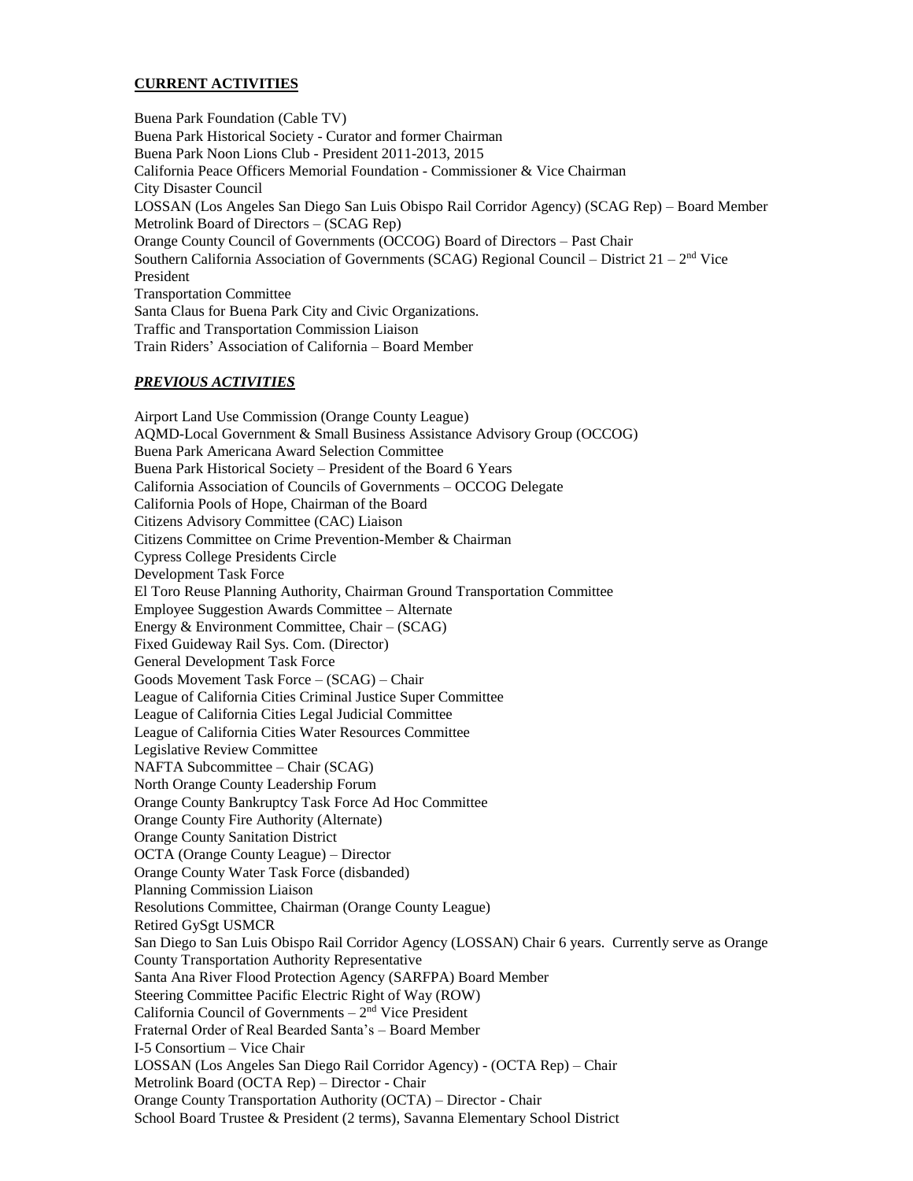**CURRENT ACTIVITIES**

Buena Park Foundation (Cable TV)
Buena Park Historical Society - Curator and former Chairman
Buena Park Noon Lions Club - President 2011-2013, 2015
California Peace Officers Memorial Foundation - Commissioner & Vice Chairman
City Disaster Council
LOSSAN (Los Angeles San Diego San Luis Obispo Rail Corridor Agency) (SCAG Rep) – Board Member
Metrolink Board of Directors – (SCAG Rep)
Orange County Council of Governments (OCCOG) Board of Directors – Past Chair
Southern California Association of Governments (SCAG) Regional Council – District 21 – 2nd Vice President
Transportation Committee
Santa Claus for Buena Park City and Civic Organizations.
Traffic and Transportation Commission Liaison
Train Riders' Association of California – Board Member

***PREVIOUS ACTIVITIES***

Airport Land Use Commission (Orange County League)
AQMD-Local Government & Small Business Assistance Advisory Group (OCCOG)
Buena Park Americana Award Selection Committee
Buena Park Historical Society – President of the Board 6 Years
California Association of Councils of Governments – OCCOG Delegate
California Pools of Hope, Chairman of the Board
Citizens Advisory Committee (CAC) Liaison
Citizens Committee on Crime Prevention-Member & Chairman
Cypress College Presidents Circle
Development Task Force
El Toro Reuse Planning Authority, Chairman Ground Transportation Committee
Employee Suggestion Awards Committee – Alternate
Energy & Environment Committee, Chair – (SCAG)
Fixed Guideway Rail Sys. Com. (Director)
General Development Task Force
Goods Movement Task Force – (SCAG) – Chair
League of California Cities Criminal Justice Super Committee
League of California Cities Legal Judicial Committee
League of California Cities Water Resources Committee
Legislative Review Committee
NAFTA Subcommittee – Chair (SCAG)
North Orange County Leadership Forum
Orange County Bankruptcy Task Force Ad Hoc Committee
Orange County Fire Authority (Alternate)
Orange County Sanitation District
OCTA (Orange County League) – Director
Orange County Water Task Force (disbanded)
Planning Commission Liaison
Resolutions Committee, Chairman (Orange County League)
Retired GySgt USMCR
San Diego to San Luis Obispo Rail Corridor Agency (LOSSAN) Chair 6 years. Currently serve as Orange County Transportation Authority Representative
Santa Ana River Flood Protection Agency (SARFPA) Board Member
Steering Committee Pacific Electric Right of Way (ROW)
California Council of Governments – 2nd Vice President
Fraternal Order of Real Bearded Santa's – Board Member
I-5 Consortium – Vice Chair
LOSSAN (Los Angeles San Diego Rail Corridor Agency) - (OCTA Rep) – Chair
Metrolink Board (OCTA Rep) – Director - Chair
Orange County Transportation Authority (OCTA) – Director - Chair
School Board Trustee & President (2 terms), Savanna Elementary School District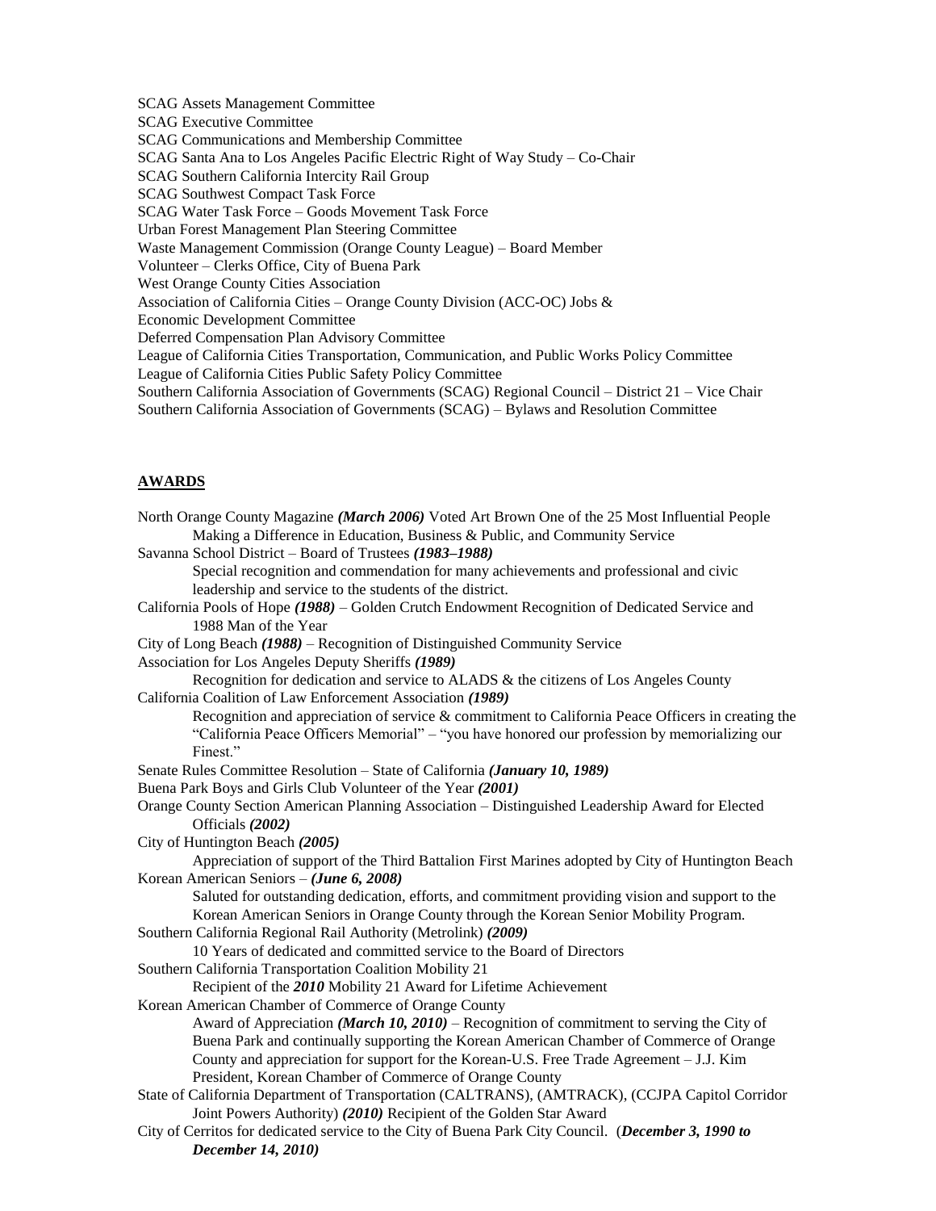SCAG Assets Management Committee
SCAG Executive Committee
SCAG Communications and Membership Committee
SCAG Santa Ana to Los Angeles Pacific Electric Right of Way Study – Co-Chair
SCAG Southern California Intercity Rail Group
SCAG Southwest Compact Task Force
SCAG Water Task Force – Goods Movement Task Force
Urban Forest Management Plan Steering Committee
Waste Management Commission (Orange County League) – Board Member
Volunteer – Clerks Office, City of Buena Park
West Orange County Cities Association
Association of California Cities – Orange County Division (ACC-OC) Jobs & Economic Development Committee
Deferred Compensation Plan Advisory Committee
League of California Cities Transportation, Communication, and Public Works Policy Committee
League of California Cities Public Safety Policy Committee
Southern California Association of Governments (SCAG) Regional Council – District 21 – Vice Chair
Southern California Association of Governments (SCAG) – Bylaws and Resolution Committee

## AWARDS

North Orange County Magazine ***(March 2006)*** Voted Art Brown One of the 25 Most Influential People Making a Difference in Education, Business & Public, and Community Service

Savanna School District – Board of Trustees ***(1983–1988)***
Special recognition and commendation for many achievements and professional and civic leadership and service to the students of the district.

California Pools of Hope ***(1988)*** – Golden Crutch Endowment Recognition of Dedicated Service and 1988 Man of the Year

City of Long Beach ***(1988)*** – Recognition of Distinguished Community Service

Association for Los Angeles Deputy Sheriffs ***(1989)***
Recognition for dedication and service to ALADS & the citizens of Los Angeles County

California Coalition of Law Enforcement Association ***(1989)***
Recognition and appreciation of service & commitment to California Peace Officers in creating the "California Peace Officers Memorial" – "you have honored our profession by memorializing our Finest."

Senate Rules Committee Resolution – State of California ***(January 10, 1989)***

Buena Park Boys and Girls Club Volunteer of the Year ***(2001)***

Orange County Section American Planning Association – Distinguished Leadership Award for Elected Officials ***(2002)***

City of Huntington Beach ***(2005)***
Appreciation of support of the Third Battalion First Marines adopted by City of Huntington Beach

Korean American Seniors – ***(June 6, 2008)***
Saluted for outstanding dedication, efforts, and commitment providing vision and support to the Korean American Seniors in Orange County through the Korean Senior Mobility Program.

Southern California Regional Rail Authority (Metrolink) ***(2009)***
10 Years of dedicated and committed service to the Board of Directors

Southern California Transportation Coalition Mobility 21
Recipient of the ***2010*** Mobility 21 Award for Lifetime Achievement

Korean American Chamber of Commerce of Orange County
Award of Appreciation ***(March 10, 2010)*** – Recognition of commitment to serving the City of Buena Park and continually supporting the Korean American Chamber of Commerce of Orange County and appreciation for support for the Korean-U.S. Free Trade Agreement – J.J. Kim President, Korean Chamber of Commerce of Orange County

State of California Department of Transportation (CALTRANS), (AMTRACK), (CCJPA Capitol Corridor Joint Powers Authority) ***(2010)*** Recipient of the Golden Star Award

City of Cerritos for dedicated service to the City of Buena Park City Council. (***December 3, 1990 to December 14, 2010)***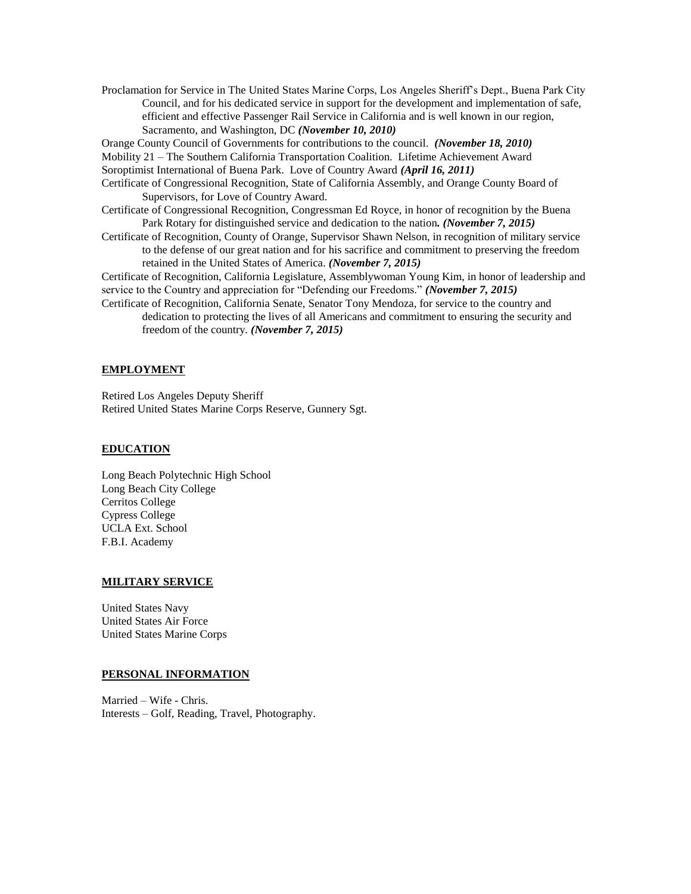Proclamation for Service in The United States Marine Corps, Los Angeles Sheriff's Dept., Buena Park City Council, and for his dedicated service in support for the development and implementation of safe, efficient and effective Passenger Rail Service in California and is well known in our region, Sacramento, and Washington, DC ***(November 10, 2010)***

Orange County Council of Governments for contributions to the council. ***(November 18, 2010)***

Mobility 21 – The Southern California Transportation Coalition. Lifetime Achievement Award

Soroptimist International of Buena Park. Love of Country Award ***(April 16, 2011)***

Certificate of Congressional Recognition, State of California Assembly, and Orange County Board of Supervisors, for Love of Country Award.

Certificate of Congressional Recognition, Congressman Ed Royce, in honor of recognition by the Buena Park Rotary for distinguished service and dedication to the nation***. (November 7, 2015)***

Certificate of Recognition, County of Orange, Supervisor Shawn Nelson, in recognition of military service to the defense of our great nation and for his sacrifice and commitment to preserving the freedom retained in the United States of America. ***(November 7, 2015)***

Certificate of Recognition, California Legislature, Assemblywoman Young Kim, in honor of leadership and service to the Country and appreciation for "Defending our Freedoms." ***(November 7, 2015)***

Certificate of Recognition, California Senate, Senator Tony Mendoza, for service to the country and dedication to protecting the lives of all Americans and commitment to ensuring the security and freedom of the country. ***(November 7, 2015)***

## EMPLOYMENT

Retired Los Angeles Deputy Sheriff
Retired United States Marine Corps Reserve, Gunnery Sgt.

## EDUCATION

Long Beach Polytechnic High School
Long Beach City College
Cerritos College
Cypress College
UCLA Ext. School
F.B.I. Academy

## MILITARY SERVICE

United States Navy
United States Air Force
United States Marine Corps

## PERSONAL INFORMATION

Married – Wife - Chris.
Interests – Golf, Reading, Travel, Photography.